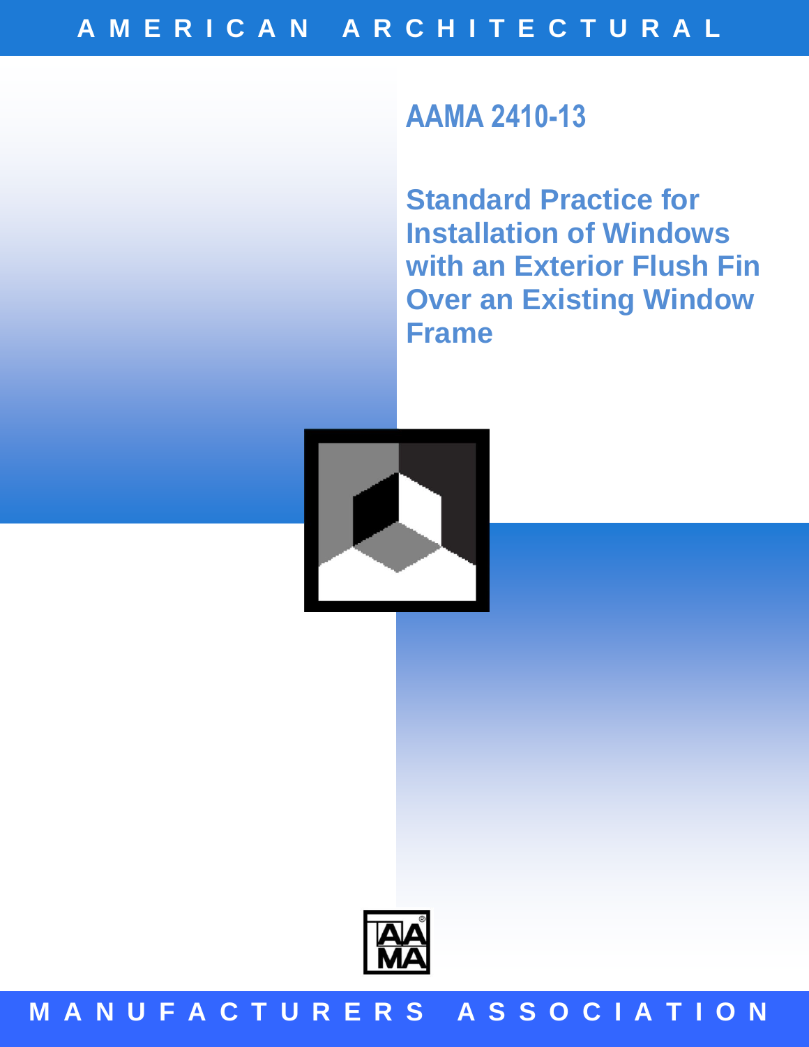AMERICAN ARCHITECTURAL

# AAMA 2410-13

## Standard Practice for Installation of Windows with an Exterior Flush Fin Over an Existing Window Frame

MANUFACTURERS ASSOCIATION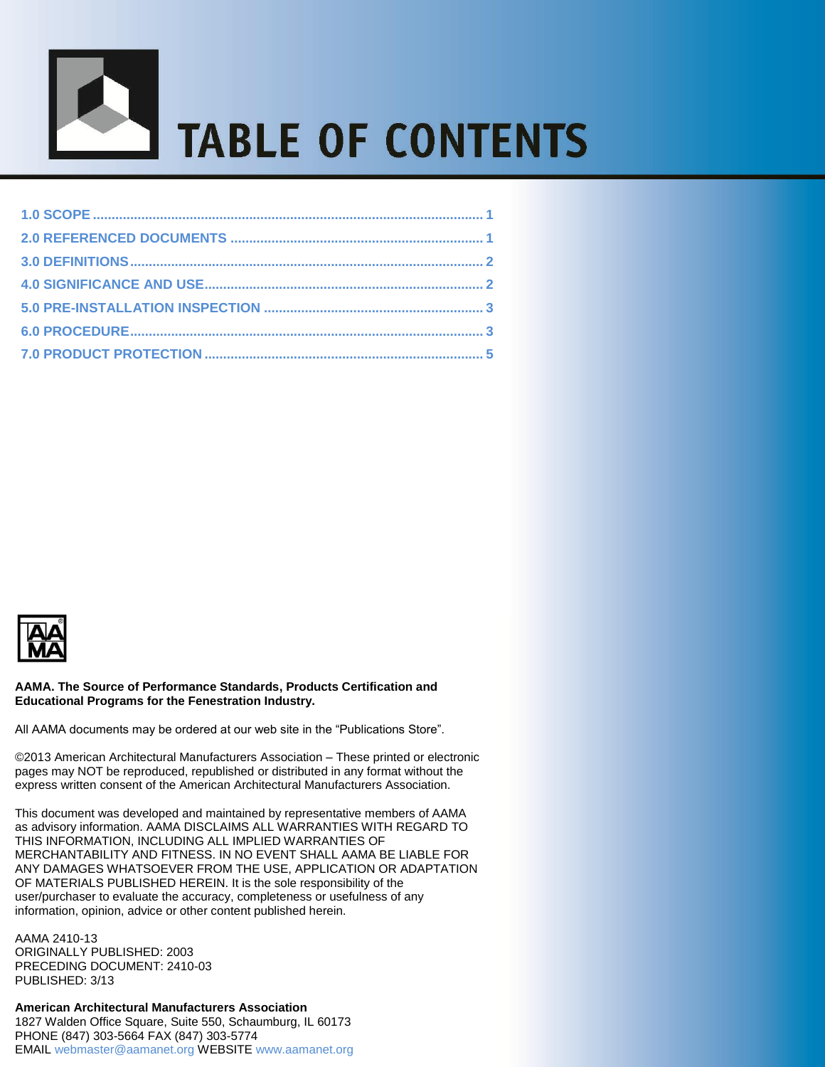# TABLE OF CONTENTS

1.0 SCOPE ........................................................................................................ 1

2.0 REFERENCED DOCUMENTS .................................................................... 1

3.0 DEFINITIONS .............................................................................................. 2

4.0 SIGNIFICANCE AND USE .......................................................................... 2

5.0 PRE-INSTALLATION INSPECTION ........................................................... 3

6.0 PROCEDURE .............................................................................................. 3

7.0 PRODUCT PROTECTION .......................................................................... 5

**AAMA. The Source of Performance Standards, Products Certification and Educational Programs for the Fenestration Industry.**

All AAMA documents may be ordered at our web site in the "Publications Store".

©2013 American Architectural Manufacturers Association – These printed or electronic pages may NOT be reproduced, republished or distributed in any format without the express written consent of the American Architectural Manufacturers Association.

This document was developed and maintained by representative members of AAMA as advisory information. AAMA DISCLAIMS ALL WARRANTIES WITH REGARD TO THIS INFORMATION, INCLUDING ALL IMPLIED WARRANTIES OF MERCHANTABILITY AND FITNESS. IN NO EVENT SHALL AAMA BE LIABLE FOR ANY DAMAGES WHATSOEVER FROM THE USE, APPLICATION OR ADAPTATION OF MATERIALS PUBLISHED HEREIN. It is the sole responsibility of the user/purchaser to evaluate the accuracy, completeness or usefulness of any information, opinion, advice or other content published herein.

AAMA 2410-13
ORIGINALLY PUBLISHED: 2003
PRECEDING DOCUMENT: 2410-03
PUBLISHED: 3/13

**American Architectural Manufacturers Association**
1827 Walden Office Square, Suite 550, Schaumburg, IL 60173
PHONE (847) 303-5664 FAX (847) 303-5774
EMAIL webmaster@aamanet.org WEBSITE www.aamanet.org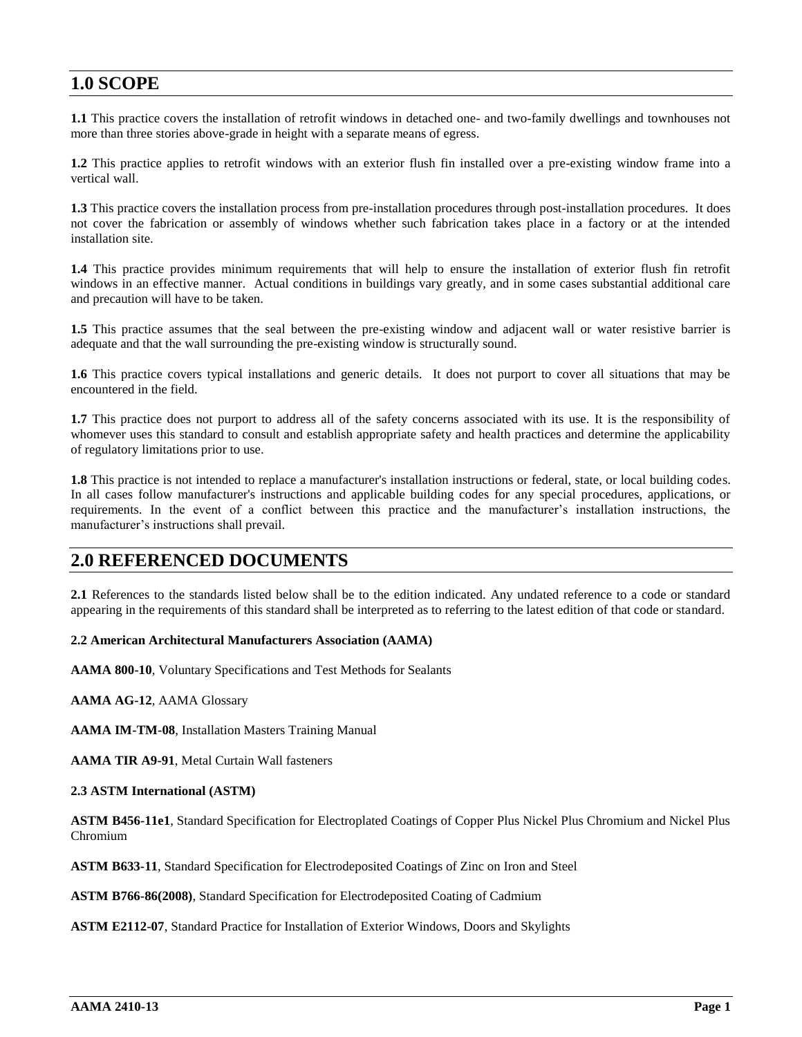## 1.0 SCOPE

**1.1** This practice covers the installation of retrofit windows in detached one- and two-family dwellings and townhouses not more than three stories above-grade in height with a separate means of egress.

**1.2** This practice applies to retrofit windows with an exterior flush fin installed over a pre-existing window frame into a vertical wall.

**1.3** This practice covers the installation process from pre-installation procedures through post-installation procedures. It does not cover the fabrication or assembly of windows whether such fabrication takes place in a factory or at the intended installation site.

**1.4** This practice provides minimum requirements that will help to ensure the installation of exterior flush fin retrofit windows in an effective manner. Actual conditions in buildings vary greatly, and in some cases substantial additional care and precaution will have to be taken.

**1.5** This practice assumes that the seal between the pre-existing window and adjacent wall or water resistive barrier is adequate and that the wall surrounding the pre-existing window is structurally sound.

**1.6** This practice covers typical installations and generic details. It does not purport to cover all situations that may be encountered in the field.

**1.7** This practice does not purport to address all of the safety concerns associated with its use. It is the responsibility of whomever uses this standard to consult and establish appropriate safety and health practices and determine the applicability of regulatory limitations prior to use.

**1.8** This practice is not intended to replace a manufacturer's installation instructions or federal, state, or local building codes. In all cases follow manufacturer's instructions and applicable building codes for any special procedures, applications, or requirements. In the event of a conflict between this practice and the manufacturer's installation instructions, the manufacturer's instructions shall prevail.

## 2.0 REFERENCED DOCUMENTS

**2.1** References to the standards listed below shall be to the edition indicated. Any undated reference to a code or standard appearing in the requirements of this standard shall be interpreted as to referring to the latest edition of that code or standard.

**2.2 American Architectural Manufacturers Association (AAMA)**

**AAMA 800-10**, Voluntary Specifications and Test Methods for Sealants

**AAMA AG-12**, AAMA Glossary

**AAMA IM-TM-08**, Installation Masters Training Manual

**AAMA TIR A9-91**, Metal Curtain Wall fasteners

**2.3 ASTM International (ASTM)**

**ASTM B456-11e1**, Standard Specification for Electroplated Coatings of Copper Plus Nickel Plus Chromium and Nickel Plus Chromium

**ASTM B633-11**, Standard Specification for Electrodeposited Coatings of Zinc on Iron and Steel

**ASTM B766-86(2008)**, Standard Specification for Electrodeposited Coating of Cadmium

**ASTM E2112-07**, Standard Practice for Installation of Exterior Windows, Doors and Skylights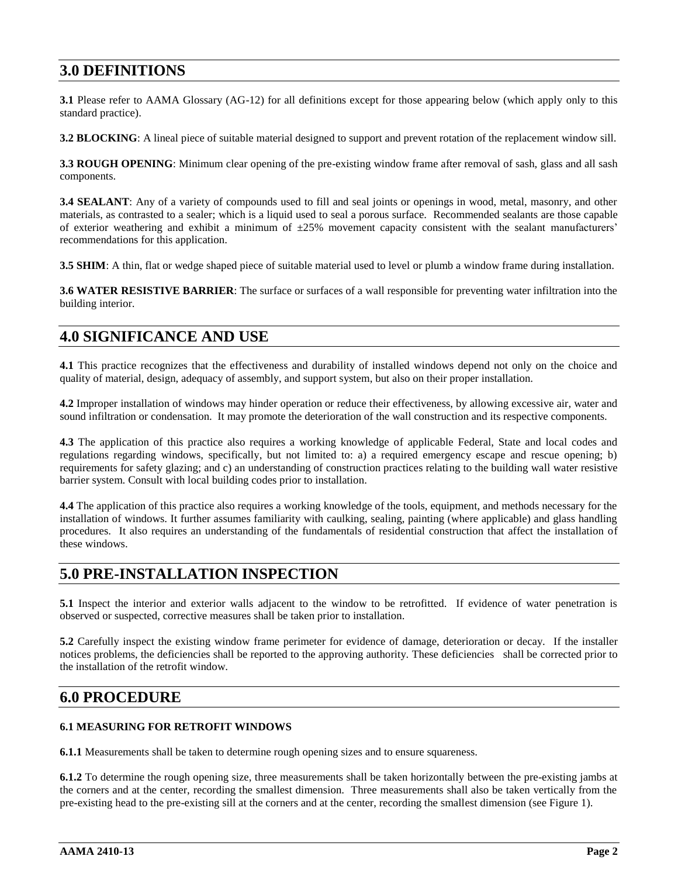## 3.0 DEFINITIONS

**3.1** Please refer to AAMA Glossary (AG-12) for all definitions except for those appearing below (which apply only to this standard practice).

**3.2 BLOCKING**: A lineal piece of suitable material designed to support and prevent rotation of the replacement window sill.

**3.3 ROUGH OPENING**: Minimum clear opening of the pre-existing window frame after removal of sash, glass and all sash components.

**3.4 SEALANT**: Any of a variety of compounds used to fill and seal joints or openings in wood, metal, masonry, and other materials, as contrasted to a sealer; which is a liquid used to seal a porous surface. Recommended sealants are those capable of exterior weathering and exhibit a minimum of ±25% movement capacity consistent with the sealant manufacturers' recommendations for this application.

**3.5 SHIM**: A thin, flat or wedge shaped piece of suitable material used to level or plumb a window frame during installation.

**3.6 WATER RESISTIVE BARRIER**: The surface or surfaces of a wall responsible for preventing water infiltration into the building interior.

## 4.0 SIGNIFICANCE AND USE

**4.1** This practice recognizes that the effectiveness and durability of installed windows depend not only on the choice and quality of material, design, adequacy of assembly, and support system, but also on their proper installation.

**4.2** Improper installation of windows may hinder operation or reduce their effectiveness, by allowing excessive air, water and sound infiltration or condensation. It may promote the deterioration of the wall construction and its respective components.

**4.3** The application of this practice also requires a working knowledge of applicable Federal, State and local codes and regulations regarding windows, specifically, but not limited to: a) a required emergency escape and rescue opening; b) requirements for safety glazing; and c) an understanding of construction practices relating to the building wall water resistive barrier system. Consult with local building codes prior to installation.

**4.4** The application of this practice also requires a working knowledge of the tools, equipment, and methods necessary for the installation of windows. It further assumes familiarity with caulking, sealing, painting (where applicable) and glass handling procedures. It also requires an understanding of the fundamentals of residential construction that affect the installation of these windows.

## 5.0 PRE-INSTALLATION INSPECTION

**5.1** Inspect the interior and exterior walls adjacent to the window to be retrofitted. If evidence of water penetration is observed or suspected, corrective measures shall be taken prior to installation.

**5.2** Carefully inspect the existing window frame perimeter for evidence of damage, deterioration or decay. If the installer notices problems, the deficiencies shall be reported to the approving authority. These deficiencies shall be corrected prior to the installation of the retrofit window.

## 6.0 PROCEDURE

### 6.1 MEASURING FOR RETROFIT WINDOWS

**6.1.1** Measurements shall be taken to determine rough opening sizes and to ensure squareness.

**6.1.2** To determine the rough opening size, three measurements shall be taken horizontally between the pre-existing jambs at the corners and at the center, recording the smallest dimension. Three measurements shall also be taken vertically from the pre-existing head to the pre-existing sill at the corners and at the center, recording the smallest dimension (see Figure 1).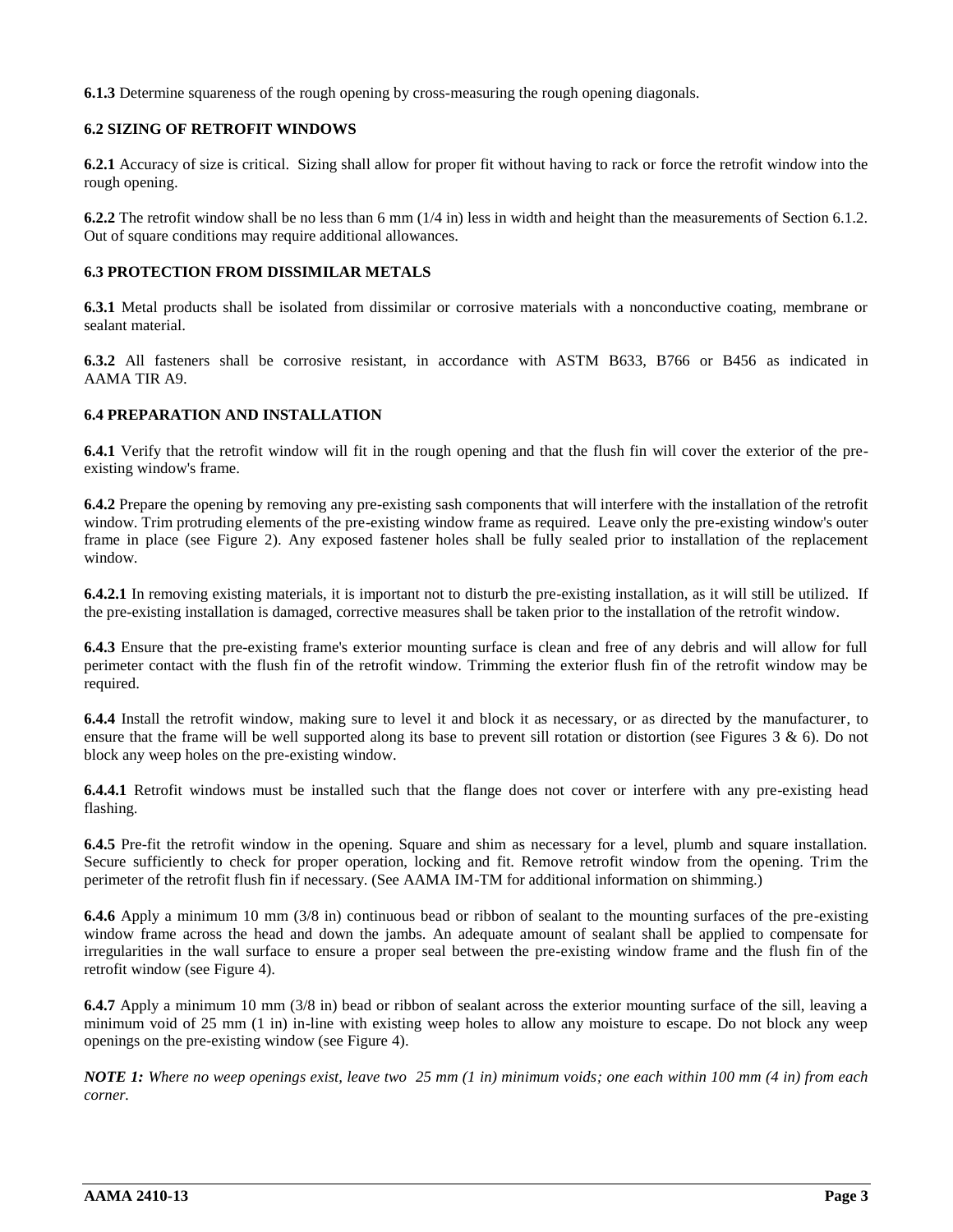**6.1.3** Determine squareness of the rough opening by cross-measuring the rough opening diagonals.

### 6.2 SIZING OF RETROFIT WINDOWS

**6.2.1** Accuracy of size is critical. Sizing shall allow for proper fit without having to rack or force the retrofit window into the rough opening.

**6.2.2** The retrofit window shall be no less than 6 mm (1/4 in) less in width and height than the measurements of Section 6.1.2. Out of square conditions may require additional allowances.

### 6.3 PROTECTION FROM DISSIMILAR METALS

**6.3.1** Metal products shall be isolated from dissimilar or corrosive materials with a nonconductive coating, membrane or sealant material.

**6.3.2** All fasteners shall be corrosive resistant, in accordance with ASTM B633, B766 or B456 as indicated in AAMA TIR A9.

### 6.4 PREPARATION AND INSTALLATION

**6.4.1** Verify that the retrofit window will fit in the rough opening and that the flush fin will cover the exterior of the pre-existing window's frame.

**6.4.2** Prepare the opening by removing any pre-existing sash components that will interfere with the installation of the retrofit window. Trim protruding elements of the pre-existing window frame as required. Leave only the pre-existing window's outer frame in place (see Figure 2). Any exposed fastener holes shall be fully sealed prior to installation of the replacement window.

**6.4.2.1** In removing existing materials, it is important not to disturb the pre-existing installation, as it will still be utilized. If the pre-existing installation is damaged, corrective measures shall be taken prior to the installation of the retrofit window.

**6.4.3** Ensure that the pre-existing frame's exterior mounting surface is clean and free of any debris and will allow for full perimeter contact with the flush fin of the retrofit window. Trimming the exterior flush fin of the retrofit window may be required.

**6.4.4** Install the retrofit window, making sure to level it and block it as necessary, or as directed by the manufacturer, to ensure that the frame will be well supported along its base to prevent sill rotation or distortion (see Figures 3 & 6). Do not block any weep holes on the pre-existing window.

**6.4.4.1** Retrofit windows must be installed such that the flange does not cover or interfere with any pre-existing head flashing.

**6.4.5** Pre-fit the retrofit window in the opening. Square and shim as necessary for a level, plumb and square installation. Secure sufficiently to check for proper operation, locking and fit. Remove retrofit window from the opening. Trim the perimeter of the retrofit flush fin if necessary. (See AAMA IM-TM for additional information on shimming.)

**6.4.6** Apply a minimum 10 mm (3/8 in) continuous bead or ribbon of sealant to the mounting surfaces of the pre-existing window frame across the head and down the jambs. An adequate amount of sealant shall be applied to compensate for irregularities in the wall surface to ensure a proper seal between the pre-existing window frame and the flush fin of the retrofit window (see Figure 4).

**6.4.7** Apply a minimum 10 mm (3/8 in) bead or ribbon of sealant across the exterior mounting surface of the sill, leaving a minimum void of 25 mm (1 in) in-line with existing weep holes to allow any moisture to escape. Do not block any weep openings on the pre-existing window (see Figure 4).

***NOTE 1:*** *Where no weep openings exist, leave two 25 mm (1 in) minimum voids; one each within 100 mm (4 in) from each corner.*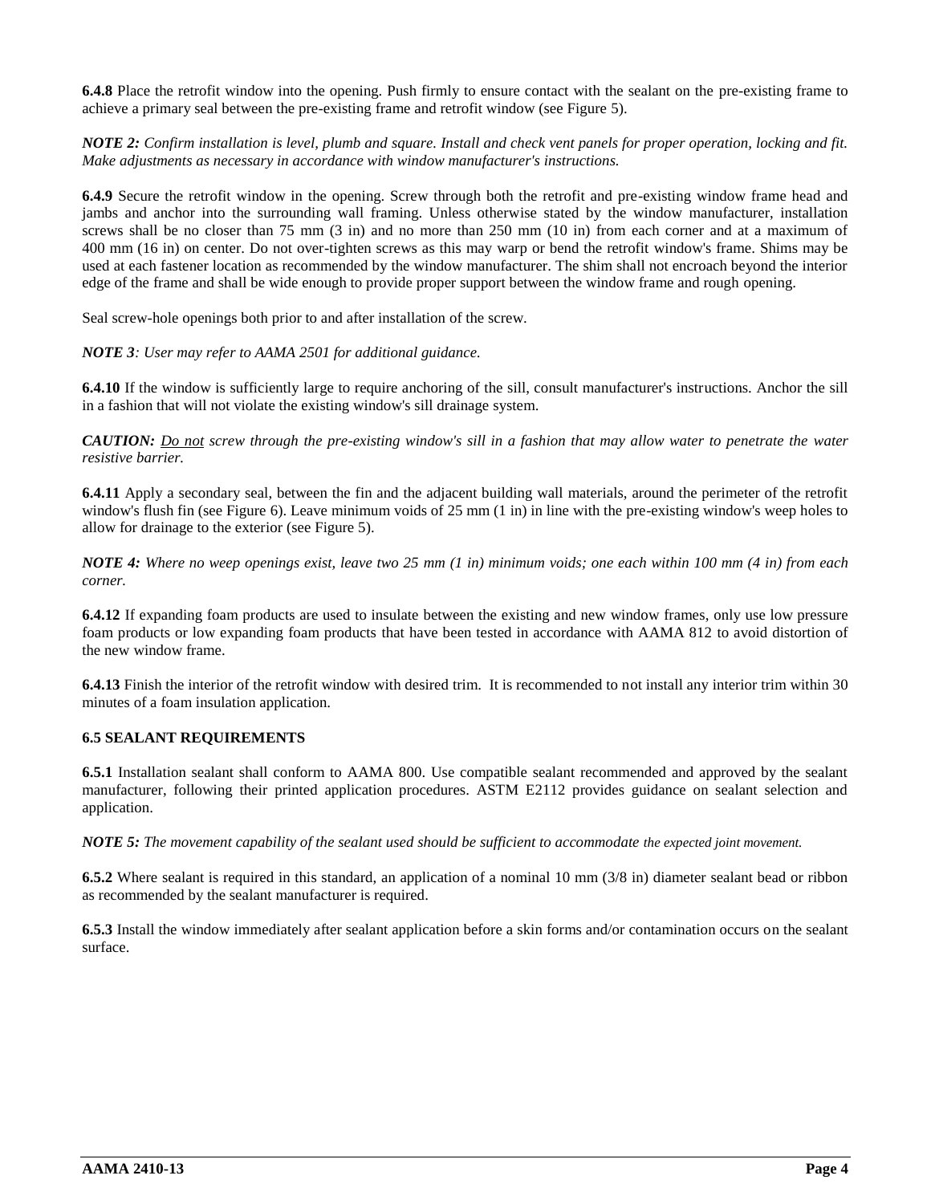**6.4.8** Place the retrofit window into the opening. Push firmly to ensure contact with the sealant on the pre-existing frame to achieve a primary seal between the pre-existing frame and retrofit window (see Figure 5).

***NOTE 2:*** *Confirm installation is level, plumb and square. Install and check vent panels for proper operation, locking and fit. Make adjustments as necessary in accordance with window manufacturer's instructions.*

**6.4.9** Secure the retrofit window in the opening. Screw through both the retrofit and pre-existing window frame head and jambs and anchor into the surrounding wall framing. Unless otherwise stated by the window manufacturer, installation screws shall be no closer than 75 mm (3 in) and no more than 250 mm (10 in) from each corner and at a maximum of 400 mm (16 in) on center. Do not over-tighten screws as this may warp or bend the retrofit window's frame. Shims may be used at each fastener location as recommended by the window manufacturer. The shim shall not encroach beyond the interior edge of the frame and shall be wide enough to provide proper support between the window frame and rough opening.

Seal screw-hole openings both prior to and after installation of the screw.

***NOTE 3****: User may refer to AAMA 2501 for additional guidance.*

**6.4.10** If the window is sufficiently large to require anchoring of the sill, consult manufacturer's instructions. Anchor the sill in a fashion that will not violate the existing window's sill drainage system.

***CAUTION:*** *<u>Do not</u> screw through the pre-existing window's sill in a fashion that may allow water to penetrate the water resistive barrier.*

**6.4.11** Apply a secondary seal, between the fin and the adjacent building wall materials, around the perimeter of the retrofit window's flush fin (see Figure 6). Leave minimum voids of 25 mm (1 in) in line with the pre-existing window's weep holes to allow for drainage to the exterior (see Figure 5).

***NOTE 4:*** *Where no weep openings exist, leave two 25 mm (1 in) minimum voids; one each within 100 mm (4 in) from each corner.*

**6.4.12** If expanding foam products are used to insulate between the existing and new window frames, only use low pressure foam products or low expanding foam products that have been tested in accordance with AAMA 812 to avoid distortion of the new window frame.

**6.4.13** Finish the interior of the retrofit window with desired trim. It is recommended to not install any interior trim within 30 minutes of a foam insulation application.

### 6.5 SEALANT REQUIREMENTS

**6.5.1** Installation sealant shall conform to AAMA 800. Use compatible sealant recommended and approved by the sealant manufacturer, following their printed application procedures. ASTM E2112 provides guidance on sealant selection and application.

***NOTE 5:*** *The movement capability of the sealant used should be sufficient to accommodate the expected joint movement.*

**6.5.2** Where sealant is required in this standard, an application of a nominal 10 mm (3/8 in) diameter sealant bead or ribbon as recommended by the sealant manufacturer is required.

**6.5.3** Install the window immediately after sealant application before a skin forms and/or contamination occurs on the sealant surface.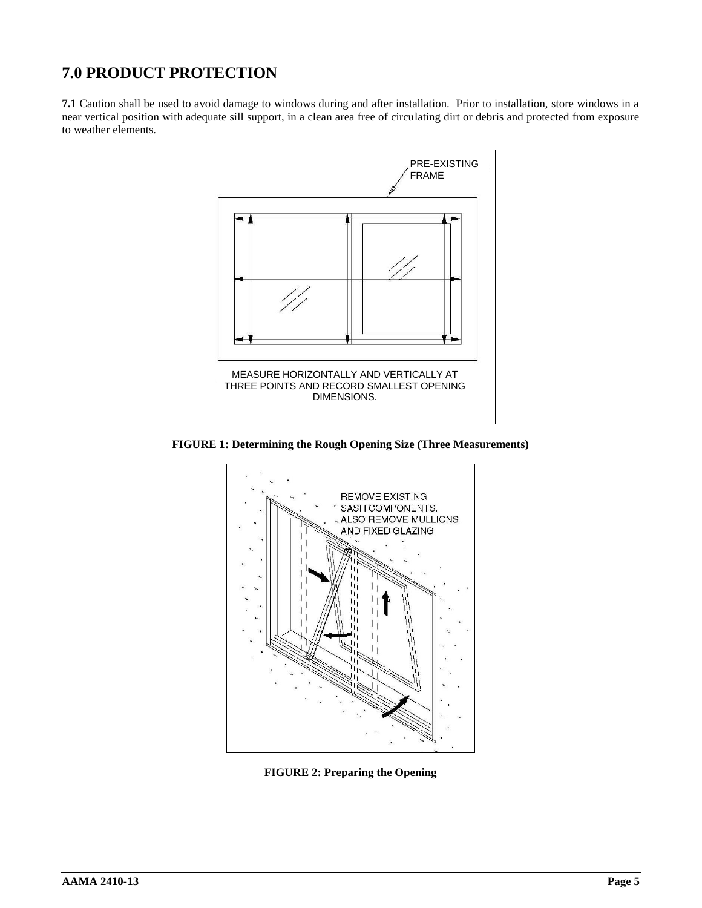## 7.0 PRODUCT PROTECTION

**7.1** Caution shall be used to avoid damage to windows during and after installation. Prior to installation, store windows in a near vertical position with adequate sill support, in a clean area free of circulating dirt or debris and protected from exposure to weather elements.

PRE-EXISTING FRAME

MEASURE HORIZONTALLY AND VERTICALLY AT THREE POINTS AND RECORD SMALLEST OPENING DIMENSIONS.

**FIGURE 1: Determining the Rough Opening Size (Three Measurements)**

REMOVE EXISTING SASH COMPONENTS. ALSO REMOVE MULLIONS AND FIXED GLAZING

**FIGURE 2: Preparing the Opening**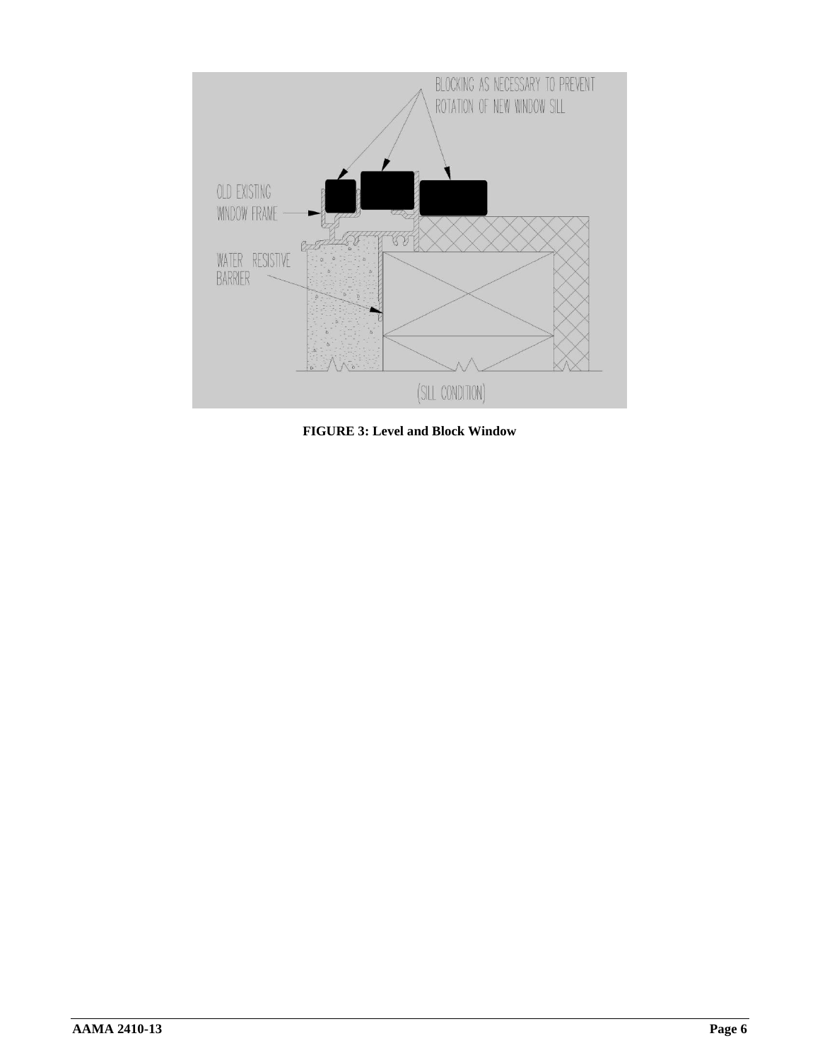**FIGURE 3: Level and Block Window**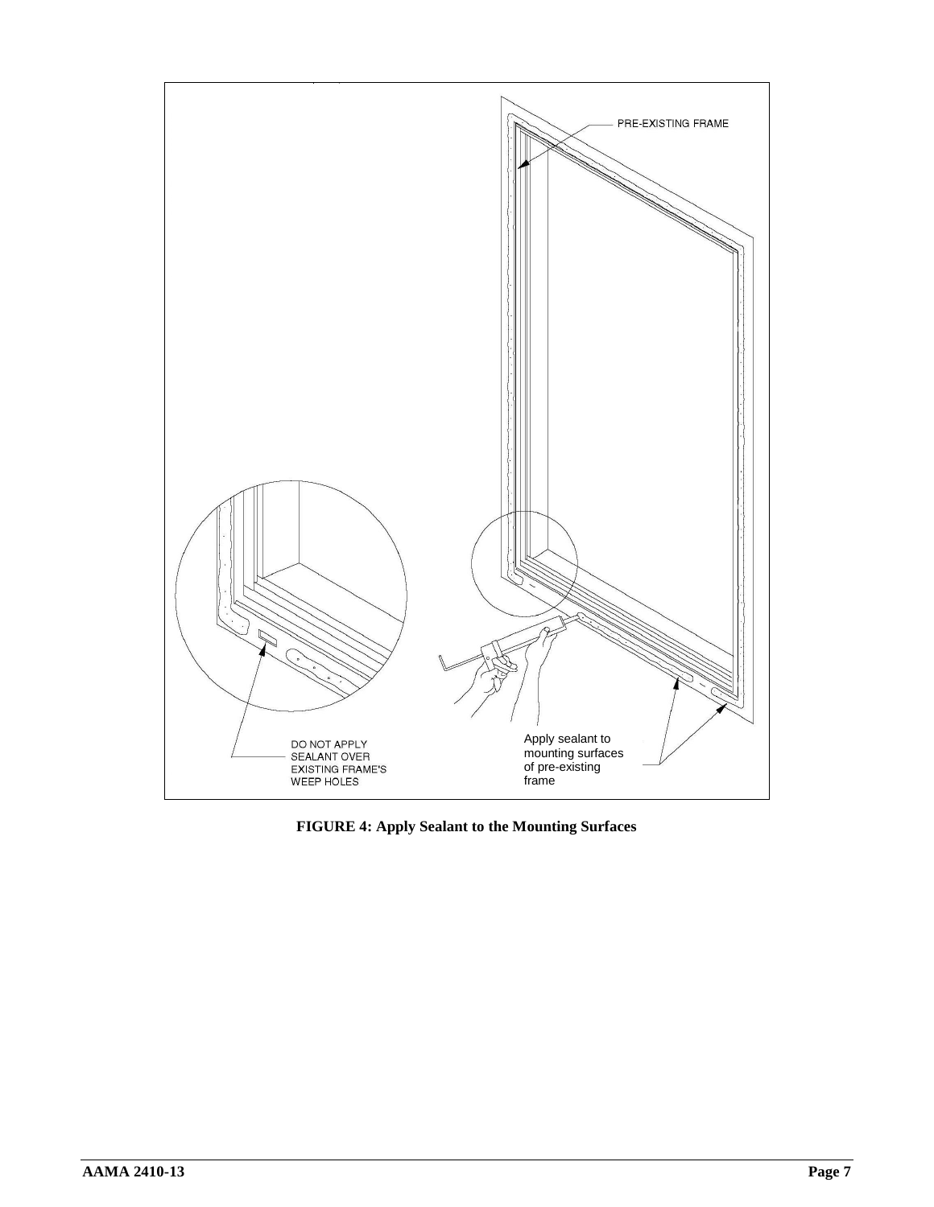**FIGURE 4: Apply Sealant to the Mounting Surfaces**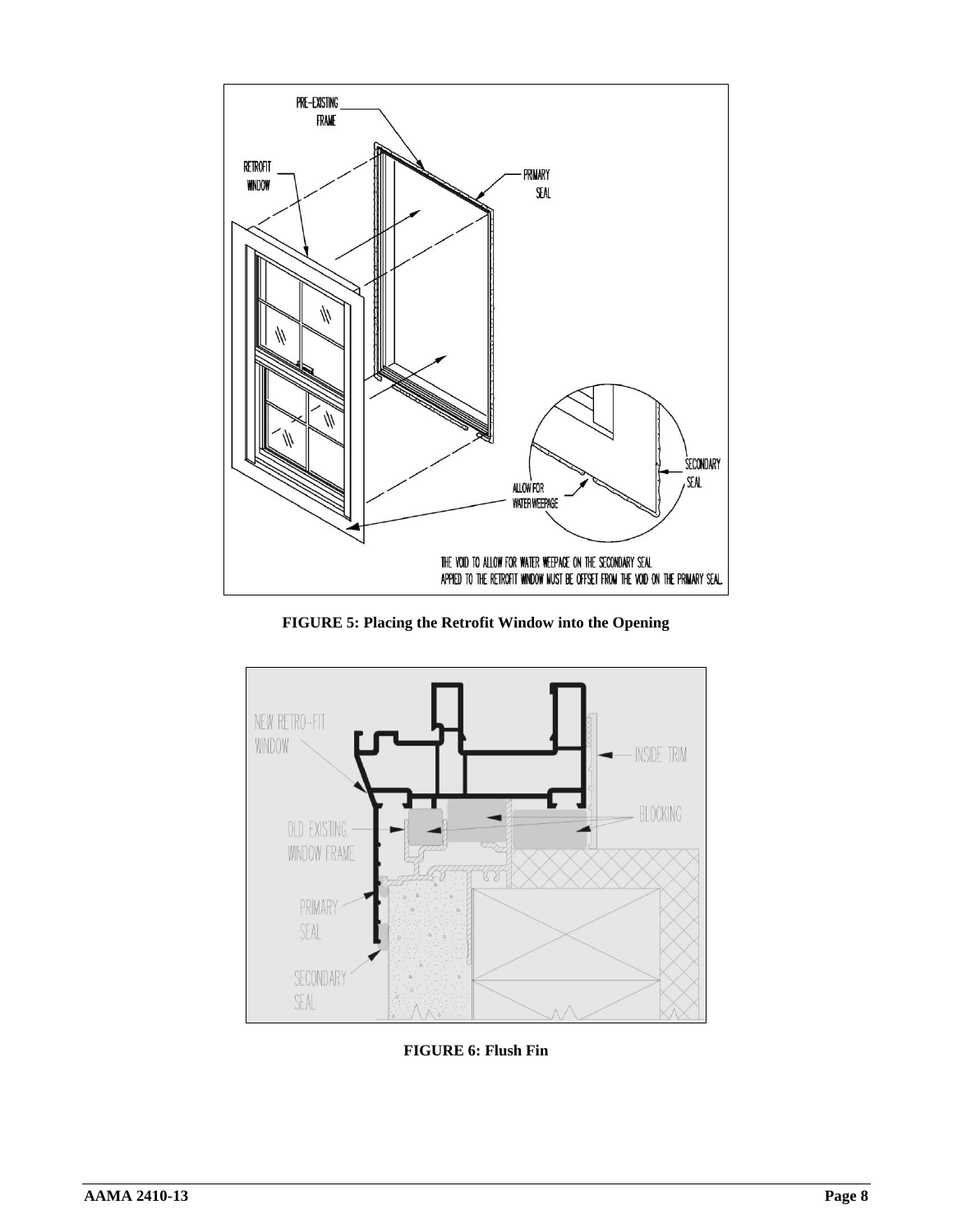**FIGURE 5: Placing the Retrofit Window into the Opening**

**FIGURE 6: Flush Fin**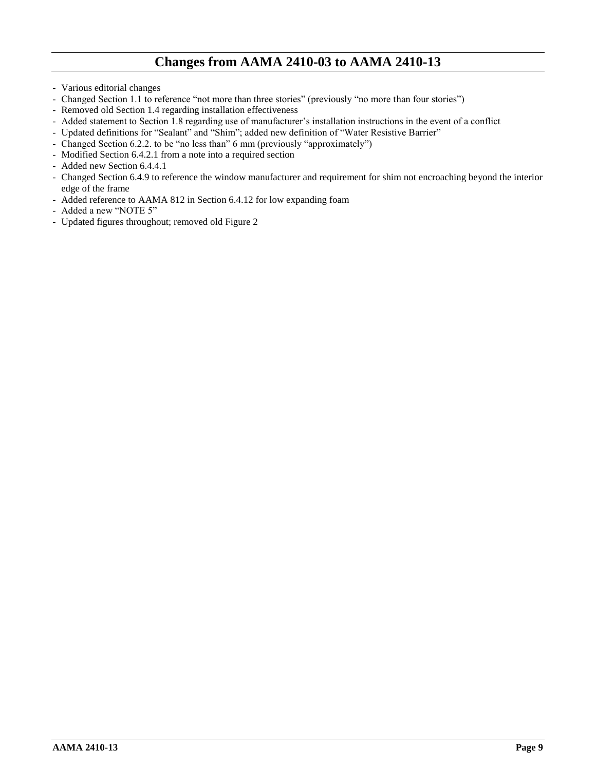## Changes from AAMA 2410-03 to AAMA 2410-13

- Various editorial changes
- Changed Section 1.1 to reference "not more than three stories" (previously "no more than four stories")
- Removed old Section 1.4 regarding installation effectiveness
- Added statement to Section 1.8 regarding use of manufacturer's installation instructions in the event of a conflict
- Updated definitions for "Sealant" and "Shim"; added new definition of "Water Resistive Barrier"
- Changed Section 6.2.2. to be "no less than" 6 mm (previously "approximately")
- Modified Section 6.4.2.1 from a note into a required section
- Added new Section 6.4.4.1
- Changed Section 6.4.9 to reference the window manufacturer and requirement for shim not encroaching beyond the interior edge of the frame
- Added reference to AAMA 812 in Section 6.4.12 for low expanding foam
- Added a new "NOTE 5"
- Updated figures throughout; removed old Figure 2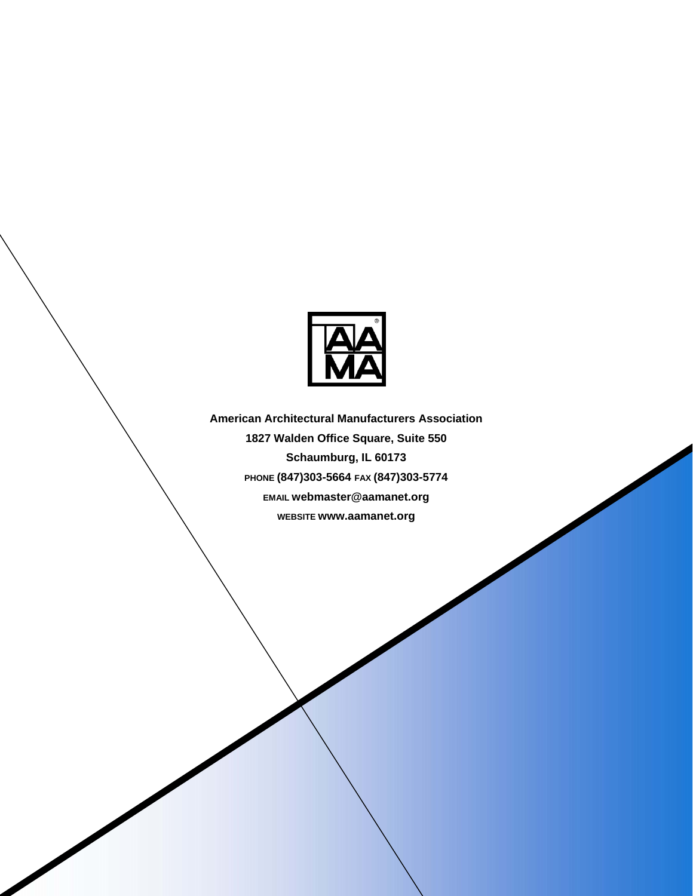**American Architectural Manufacturers Association**

**1827 Walden Office Square, Suite 550**

**Schaumburg, IL 60173**

**PHONE (847)303-5664 FAX (847)303-5774**

**EMAIL webmaster@aamanet.org**

**WEBSITE www.aamanet.org**